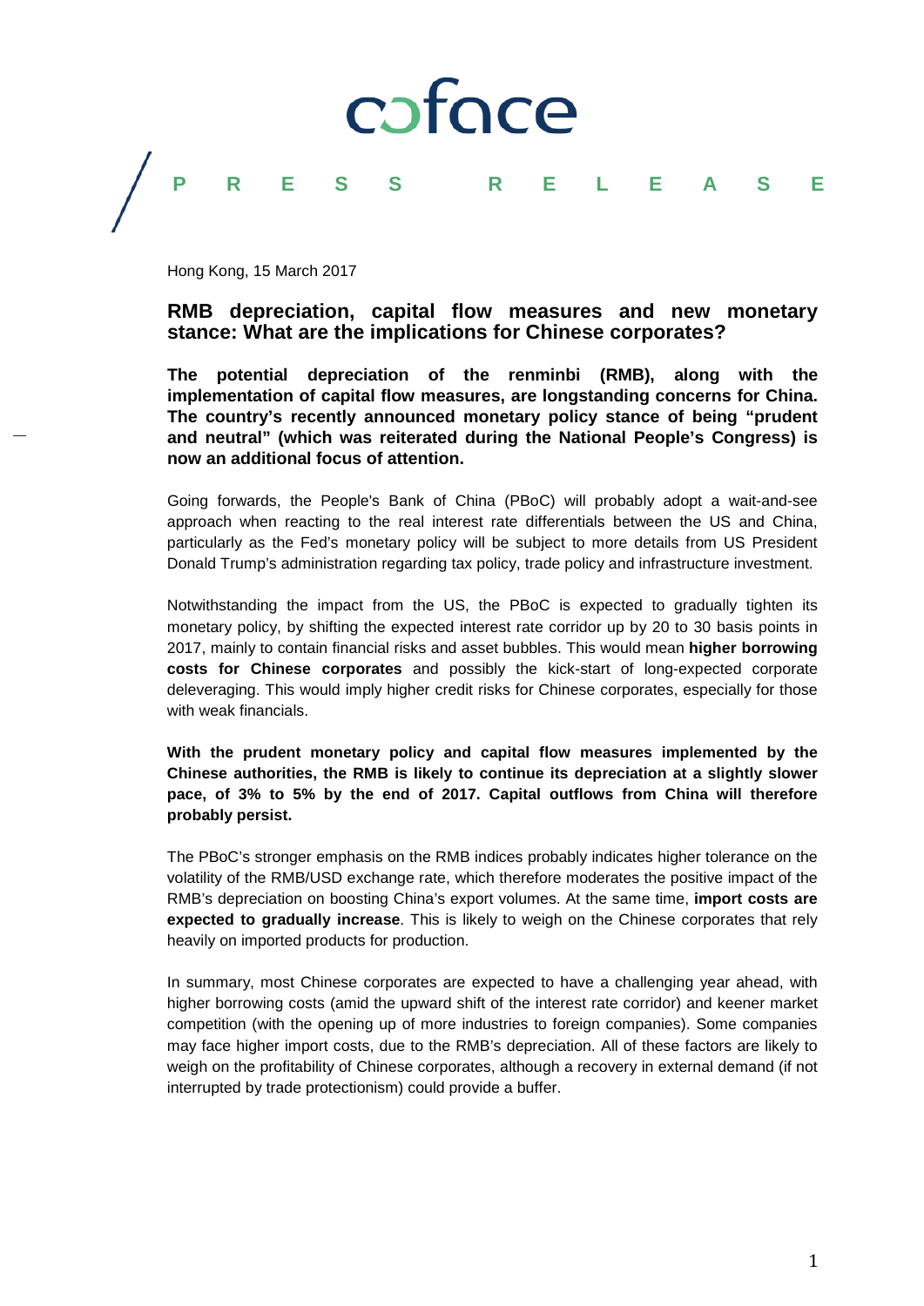coface

**PRESS RELEASE**

Hong Kong, 15 March 2017

## RMB depreciation, capital flow measures and new monetary stance: What are the implications for Chinese corporates?

**The potential depreciation of the renminbi (RMB), along with the implementation of capital flow measures, are longstanding concerns for China. The country's recently announced monetary policy stance of being "prudent and neutral" (which was reiterated during the National People's Congress) is now an additional focus of attention.**

Going forwards, the People's Bank of China (PBoC) will probably adopt a wait-and-see approach when reacting to the real interest rate differentials between the US and China, particularly as the Fed's monetary policy will be subject to more details from US President Donald Trump's administration regarding tax policy, trade policy and infrastructure investment.

Notwithstanding the impact from the US, the PBoC is expected to gradually tighten its monetary policy, by shifting the expected interest rate corridor up by 20 to 30 basis points in 2017, mainly to contain financial risks and asset bubbles. This would mean **higher borrowing costs for Chinese corporates** and possibly the kick-start of long-expected corporate deleveraging. This would imply higher credit risks for Chinese corporates, especially for those with weak financials.

**With the prudent monetary policy and capital flow measures implemented by the Chinese authorities, the RMB is likely to continue its depreciation at a slightly slower pace, of 3% to 5% by the end of 2017. Capital outflows from China will therefore probably persist.**

The PBoC's stronger emphasis on the RMB indices probably indicates higher tolerance on the volatility of the RMB/USD exchange rate, which therefore moderates the positive impact of the RMB's depreciation on boosting China's export volumes. At the same time, **import costs are expected to gradually increase**. This is likely to weigh on the Chinese corporates that rely heavily on imported products for production.

In summary, most Chinese corporates are expected to have a challenging year ahead, with higher borrowing costs (amid the upward shift of the interest rate corridor) and keener market competition (with the opening up of more industries to foreign companies). Some companies may face higher import costs, due to the RMB's depreciation. All of these factors are likely to weigh on the profitability of Chinese corporates, although a recovery in external demand (if not interrupted by trade protectionism) could provide a buffer.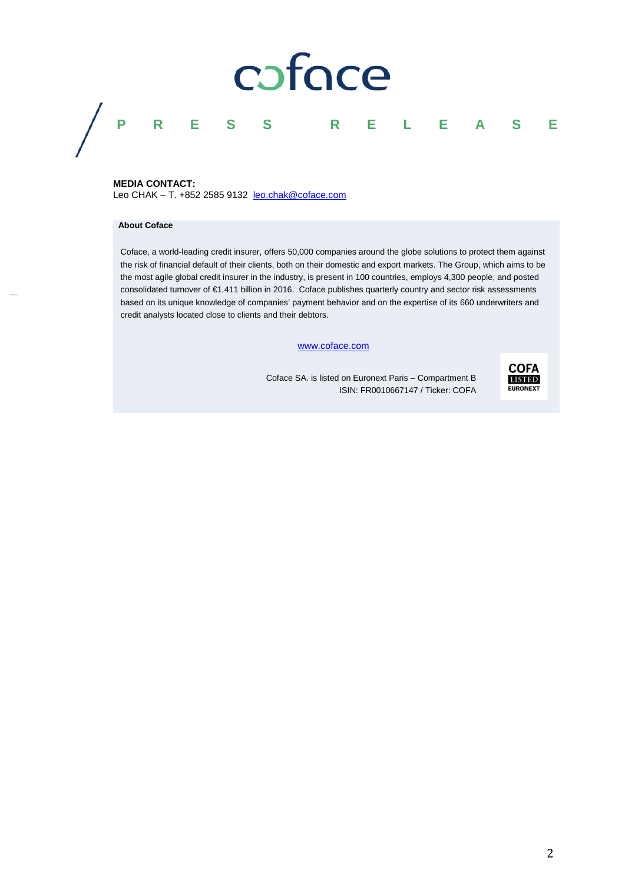**MEDIA CONTACT:**
Leo CHAK – T. +852 2585 9132 leo.chak@coface.com

**About Coface**

Coface, a world-leading credit insurer, offers 50,000 companies around the globe solutions to protect them against the risk of financial default of their clients, both on their domestic and export markets. The Group, which aims to be the most agile global credit insurer in the industry, is present in 100 countries, employs 4,300 people, and posted consolidated turnover of €1.411 billion in 2016. Coface publishes quarterly country and sector risk assessments based on its unique knowledge of companies' payment behavior and on the expertise of its 660 underwriters and credit analysts located close to clients and their debtors.

www.coface.com

Coface SA. is listed on Euronext Paris – Compartment B
ISIN: FR0010667147 / Ticker: COFA